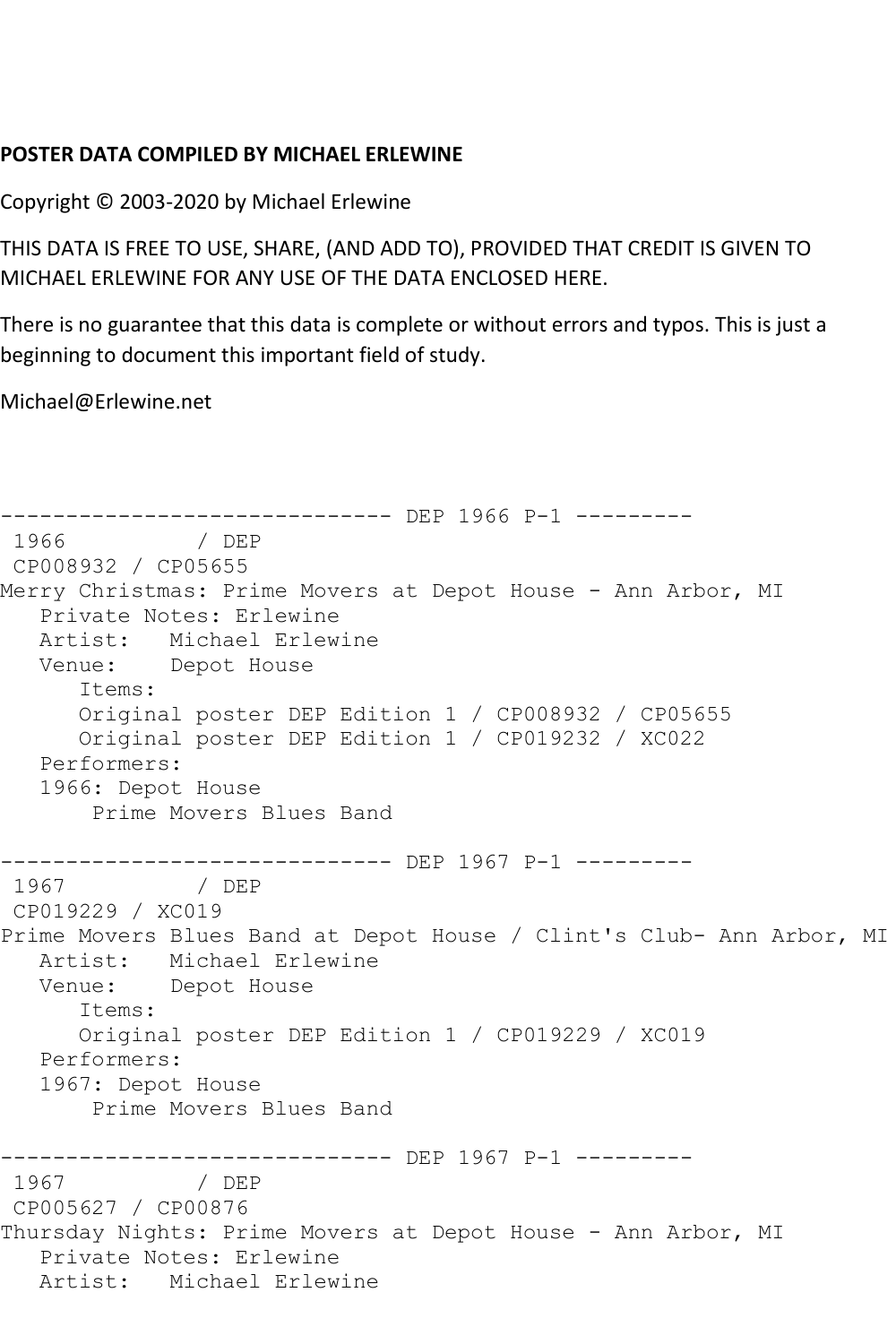**POSTER DATA COMPILED BY MICHAEL ERLEWINE**

Copyright © 2003-2020 by Michael Erlewine

THIS DATA IS FREE TO USE, SHARE, (AND ADD TO), PROVIDED THAT CREDIT IS GIVEN TO MICHAEL ERLEWINE FOR ANY USE OF THE DATA ENCLOSED HERE.

There is no guarantee that this data is complete or without errors and typos. This is just a beginning to document this important field of study.

Michael@Erlewine.net

```
------------------------------ DEP 1966 P-1 ---------
 1966          / DEP
 CP008932 / CP05655
Merry Christmas: Prime Movers at Depot House - Ann Arbor, MI
   Private Notes: Erlewine
   Artist:   Michael Erlewine
   Venue:    Depot House
      Items:
      Original poster DEP Edition 1 / CP008932 / CP05655
      Original poster DEP Edition 1 / CP019232 / XC022
   Performers:
   1966: Depot House
       Prime Movers Blues Band

------------------------------ DEP 1967 P-1 ---------
 1967          / DEP
 CP019229 / XC019
Prime Movers Blues Band at Depot House / Clint's Club- Ann Arbor, MI
   Artist:   Michael Erlewine
   Venue:    Depot House
      Items:
      Original poster DEP Edition 1 / CP019229 / XC019
   Performers:
   1967: Depot House
       Prime Movers Blues Band

------------------------------ DEP 1967 P-1 ---------
 1967          / DEP
 CP005627 / CP00876
Thursday Nights: Prime Movers at Depot House - Ann Arbor, MI
   Private Notes: Erlewine
   Artist:   Michael Erlewine
```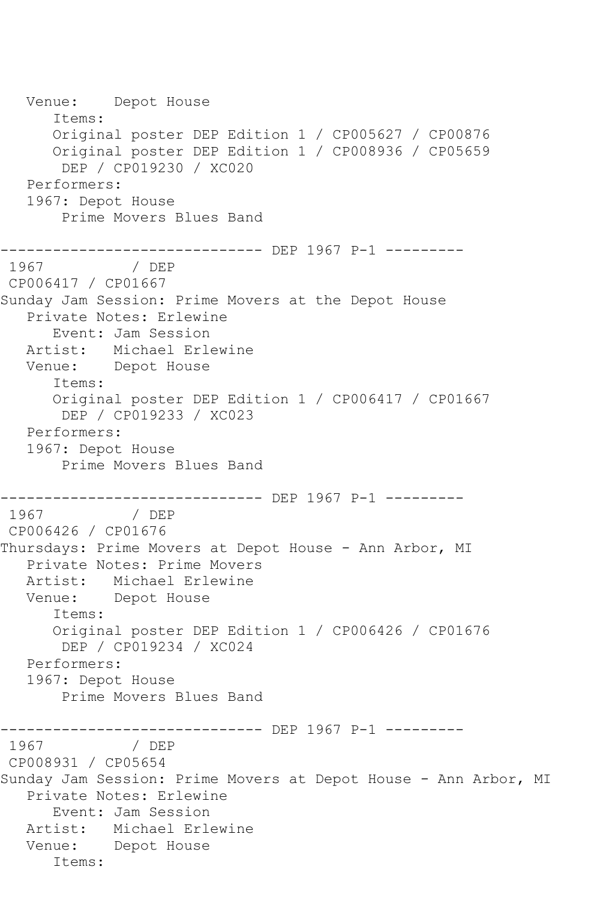```
   Venue:    Depot House
      Items:
      Original poster DEP Edition 1 / CP005627 / CP00876
      Original poster DEP Edition 1 / CP008936 / CP05659
       DEP / CP019230 / XC020
   Performers:
   1967: Depot House
       Prime Movers Blues Band

------------------------------ DEP 1967 P-1 ---------
 1967          / DEP
 CP006417 / CP01667
Sunday Jam Session: Prime Movers at the Depot House
   Private Notes: Erlewine
      Event: Jam Session
   Artist:   Michael Erlewine
   Venue:    Depot House
      Items:
      Original poster DEP Edition 1 / CP006417 / CP01667
       DEP / CP019233 / XC023
   Performers:
   1967: Depot House
       Prime Movers Blues Band

------------------------------ DEP 1967 P-1 ---------
 1967          / DEP
 CP006426 / CP01676
Thursdays: Prime Movers at Depot House - Ann Arbor, MI
   Private Notes: Prime Movers
   Artist:   Michael Erlewine
   Venue:    Depot House
      Items:
      Original poster DEP Edition 1 / CP006426 / CP01676
       DEP / CP019234 / XC024
   Performers:
   1967: Depot House
       Prime Movers Blues Band

------------------------------ DEP 1967 P-1 ---------
 1967          / DEP
 CP008931 / CP05654
Sunday Jam Session: Prime Movers at Depot House - Ann Arbor, MI
   Private Notes: Erlewine
      Event: Jam Session
   Artist:   Michael Erlewine
   Venue:    Depot House
      Items:
```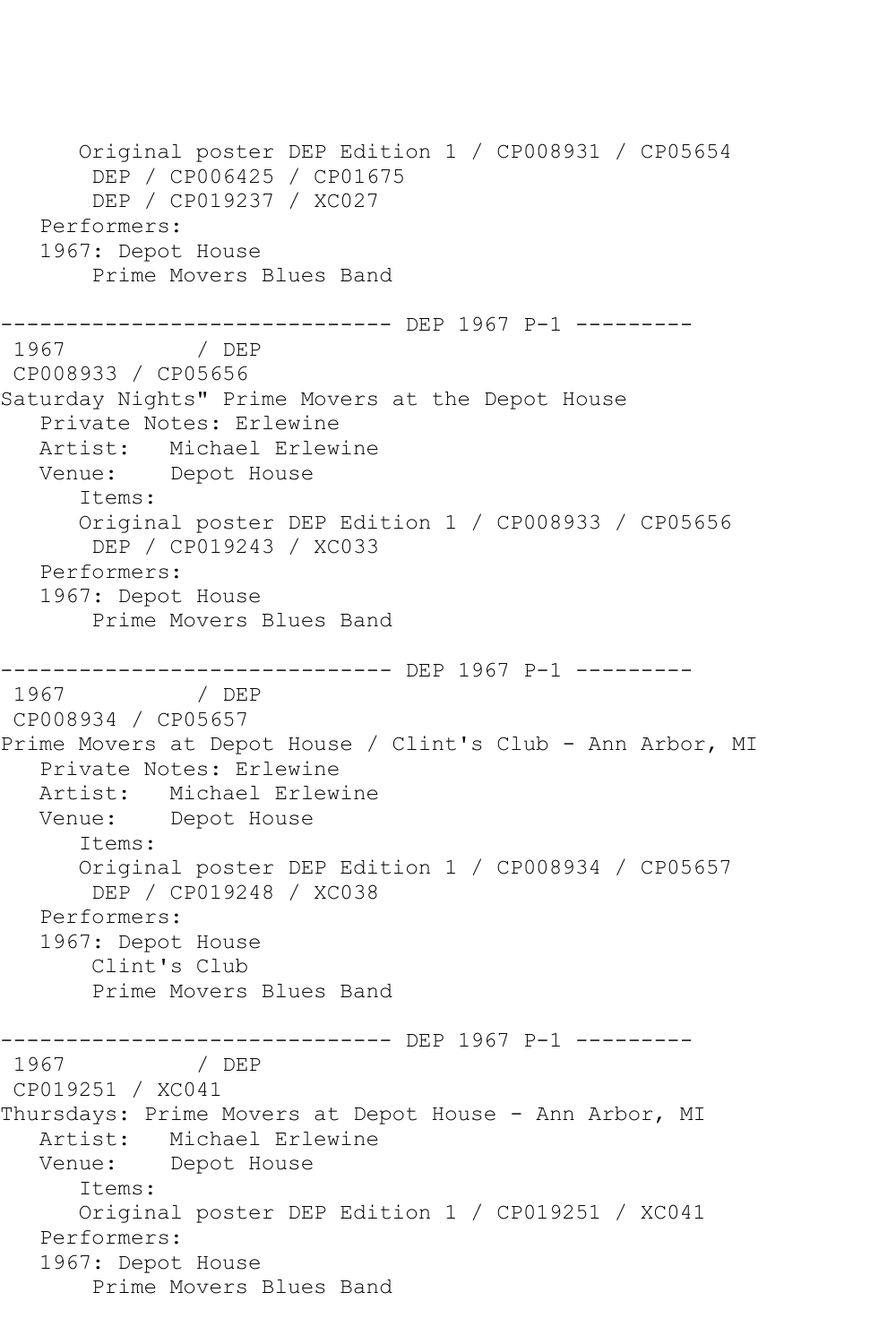```
      Original poster DEP Edition 1 / CP008931 / CP05654
       DEP / CP006425 / CP01675
       DEP / CP019237 / XC027
   Performers:
   1967: Depot House
       Prime Movers Blues Band

------------------------------ DEP 1967 P-1 ---------
 1967          / DEP
 CP008933 / CP05656
Saturday Nights" Prime Movers at the Depot House
   Private Notes: Erlewine
   Artist:   Michael Erlewine
   Venue:    Depot House
      Items:
      Original poster DEP Edition 1 / CP008933 / CP05656
       DEP / CP019243 / XC033
   Performers:
   1967: Depot House
       Prime Movers Blues Band

------------------------------ DEP 1967 P-1 ---------
 1967          / DEP
 CP008934 / CP05657
Prime Movers at Depot House / Clint's Club - Ann Arbor, MI
   Private Notes: Erlewine
   Artist:   Michael Erlewine
   Venue:    Depot House
      Items:
      Original poster DEP Edition 1 / CP008934 / CP05657
       DEP / CP019248 / XC038
   Performers:
   1967: Depot House
       Clint's Club
       Prime Movers Blues Band

------------------------------ DEP 1967 P-1 ---------
 1967          / DEP
 CP019251 / XC041
Thursdays: Prime Movers at Depot House - Ann Arbor, MI
   Artist:   Michael Erlewine
   Venue:    Depot House
      Items:
      Original poster DEP Edition 1 / CP019251 / XC041
   Performers:
   1967: Depot House
       Prime Movers Blues Band
```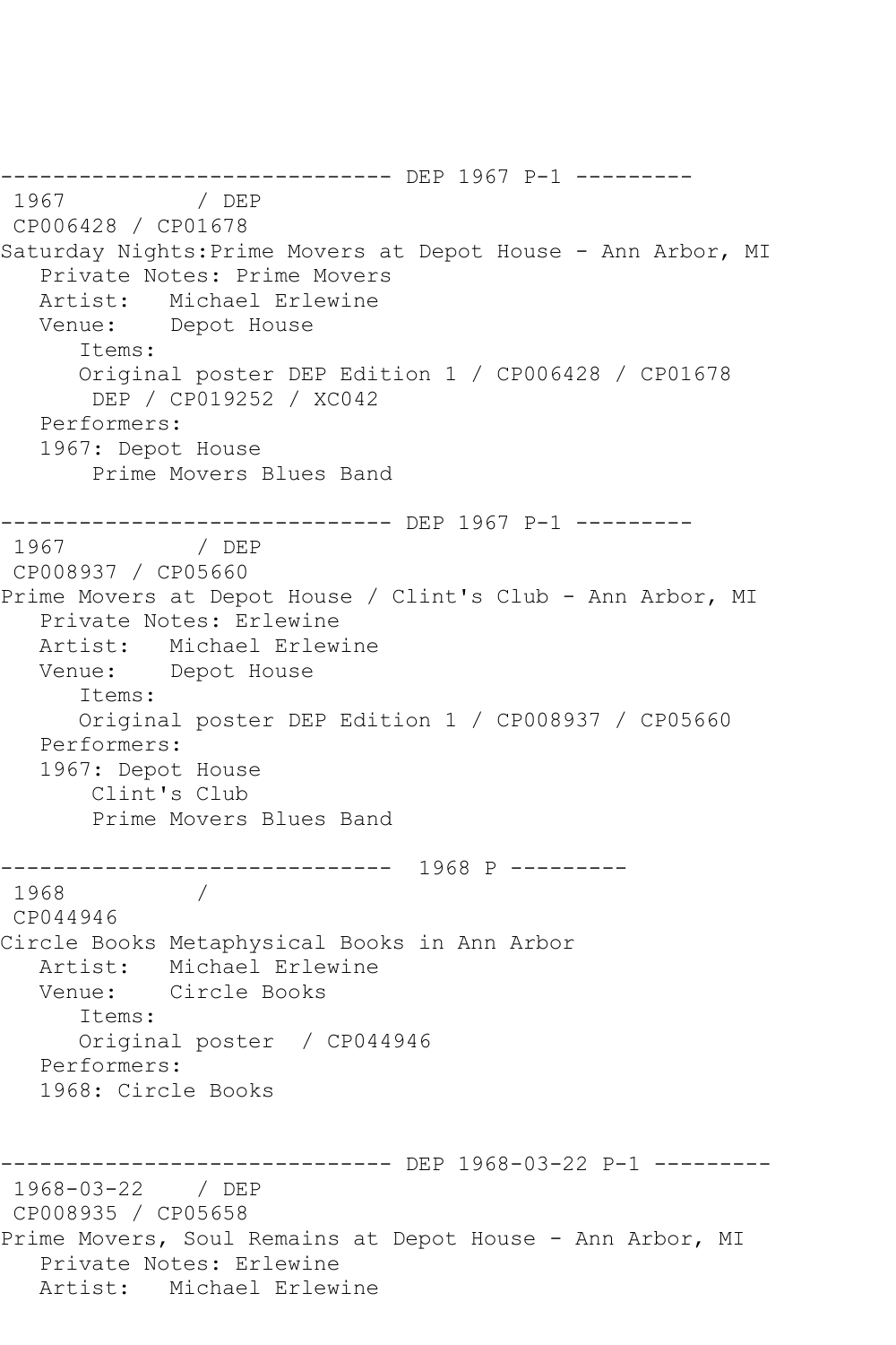------------------------------ DEP 1967 P-1 ---------
 1967          / DEP
 CP006428 / CP01678
Saturday Nights:Prime Movers at Depot House - Ann Arbor, MI
   Private Notes: Prime Movers
   Artist:   Michael Erlewine
   Venue:    Depot House
      Items:
      Original poster DEP Edition 1 / CP006428 / CP01678
       DEP / CP019252 / XC042
   Performers:
   1967: Depot House
       Prime Movers Blues Band

------------------------------ DEP 1967 P-1 ---------
 1967          / DEP
 CP008937 / CP05660
Prime Movers at Depot House / Clint's Club - Ann Arbor, MI
   Private Notes: Erlewine
   Artist:   Michael Erlewine
   Venue:    Depot House
      Items:
      Original poster DEP Edition 1 / CP008937 / CP05660
   Performers:
   1967: Depot House
       Clint's Club
       Prime Movers Blues Band

------------------------------  1968 P ---------
 1968          /
 CP044946
Circle Books Metaphysical Books in Ann Arbor
   Artist:   Michael Erlewine
   Venue:    Circle Books
      Items:
      Original poster  / CP044946
   Performers:
   1968: Circle Books

------------------------------ DEP 1968-03-22 P-1 ---------
 1968-03-22    / DEP
 CP008935 / CP05658
Prime Movers, Soul Remains at Depot House - Ann Arbor, MI
   Private Notes: Erlewine
   Artist:   Michael Erlewine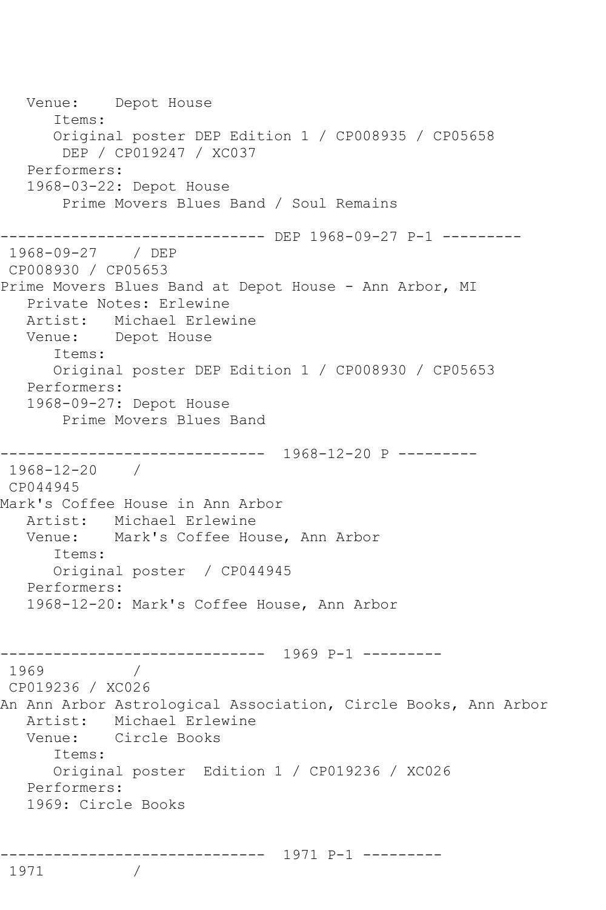```
   Venue:    Depot House
      Items:
      Original poster DEP Edition 1 / CP008935 / CP05658
       DEP / CP019247 / XC037
   Performers:
   1968-03-22: Depot House
       Prime Movers Blues Band / Soul Remains

------------------------------ DEP 1968-09-27 P-1 ---------
 1968-09-27    / DEP
 CP008930 / CP05653
Prime Movers Blues Band at Depot House - Ann Arbor, MI
   Private Notes: Erlewine
   Artist:   Michael Erlewine
   Venue:    Depot House
      Items:
      Original poster DEP Edition 1 / CP008930 / CP05653
   Performers:
   1968-09-27: Depot House
       Prime Movers Blues Band

------------------------------  1968-12-20 P ---------
 1968-12-20    /
 CP044945
Mark's Coffee House in Ann Arbor
   Artist:   Michael Erlewine
   Venue:    Mark's Coffee House, Ann Arbor
      Items:
      Original poster  / CP044945
   Performers:
   1968-12-20: Mark's Coffee House, Ann Arbor


------------------------------  1969 P-1 ---------
 1969          /
 CP019236 / XC026
An Ann Arbor Astrological Association, Circle Books, Ann Arbor
   Artist:   Michael Erlewine
   Venue:    Circle Books
      Items:
      Original poster  Edition 1 / CP019236 / XC026
   Performers:
   1969: Circle Books


------------------------------  1971 P-1 ---------
 1971          /
```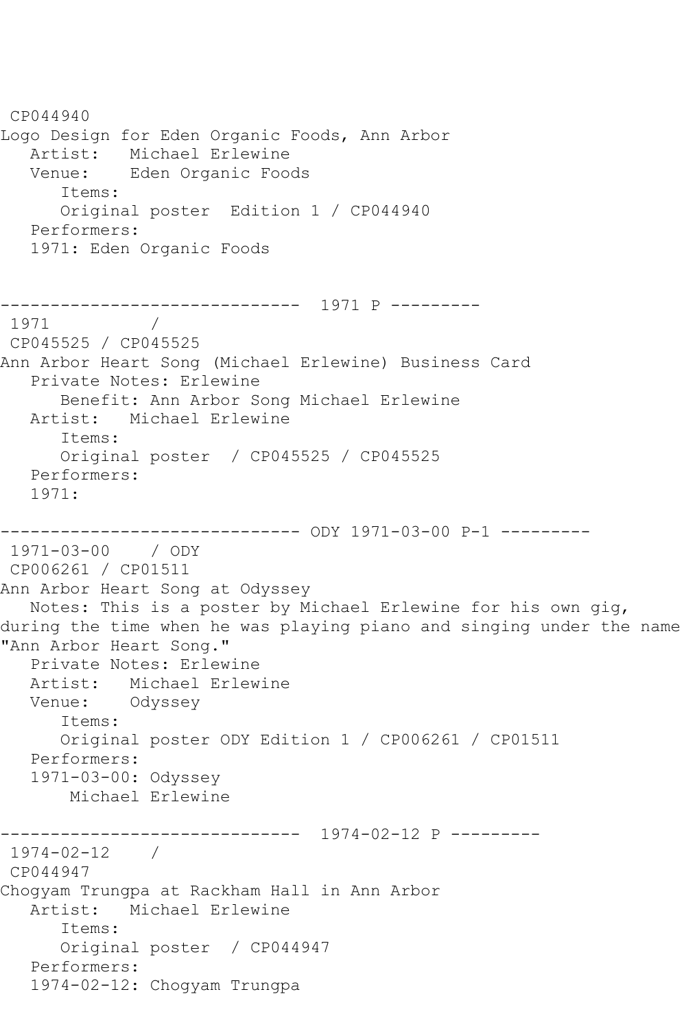CP044940
Logo Design for Eden Organic Foods, Ann Arbor
   Artist:   Michael Erlewine
   Venue:    Eden Organic Foods
      Items:
      Original poster  Edition 1 / CP044940
   Performers:
   1971: Eden Organic Foods

------------------------------  1971 P ---------
1971          /
CP045525 / CP045525
Ann Arbor Heart Song (Michael Erlewine) Business Card
   Private Notes: Erlewine
      Benefit: Ann Arbor Song Michael Erlewine
   Artist:   Michael Erlewine
      Items:
      Original poster  / CP045525 / CP045525
   Performers:
   1971:

------------------------------ ODY 1971-03-00 P-1 ---------
1971-03-00    / ODY
CP006261 / CP01511
Ann Arbor Heart Song at Odyssey
   Notes: This is a poster by Michael Erlewine for his own gig, during the time when he was playing piano and singing under the name "Ann Arbor Heart Song."
   Private Notes: Erlewine
   Artist:   Michael Erlewine
   Venue:    Odyssey
      Items:
      Original poster ODY Edition 1 / CP006261 / CP01511
   Performers:
   1971-03-00: Odyssey
       Michael Erlewine

------------------------------  1974-02-12 P ---------
1974-02-12    /
CP044947
Chogyam Trungpa at Rackham Hall in Ann Arbor
   Artist:   Michael Erlewine
      Items:
      Original poster  / CP044947
   Performers:
   1974-02-12: Chogyam Trungpa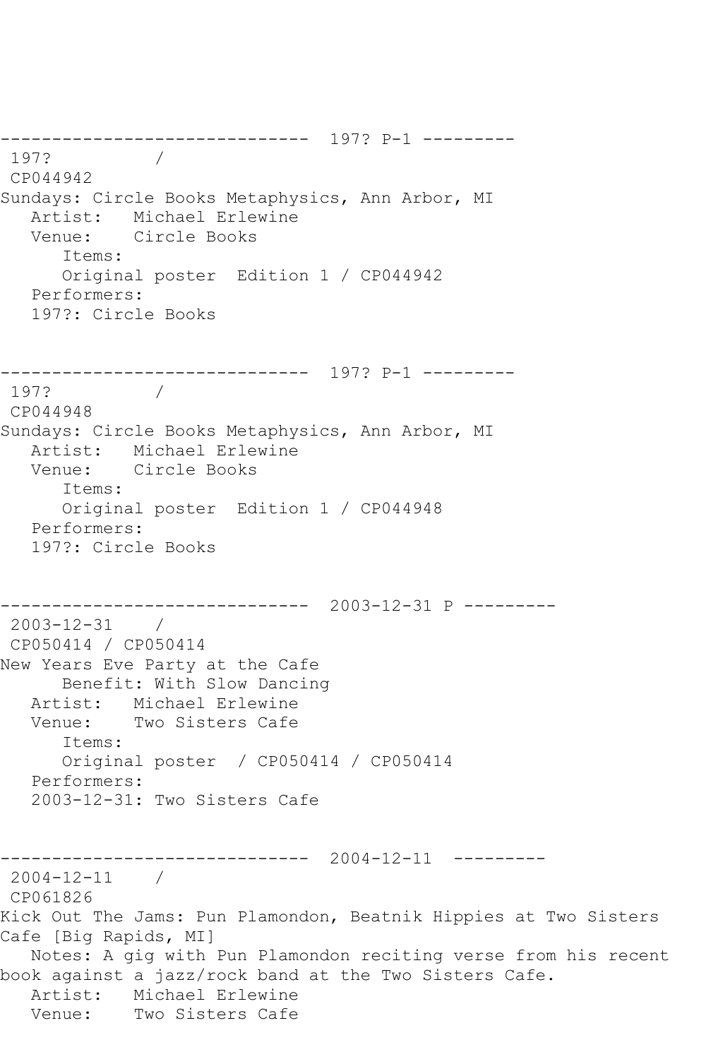------------------------------  197? P-1 ---------

197?          /

CP044942

Sundays: Circle Books Metaphysics, Ann Arbor, MI

Artist:   Michael Erlewine

Venue:    Circle Books

Items:

Original poster  Edition 1 / CP044942

Performers:

197?: Circle Books

------------------------------  197? P-1 ---------

197?          /

CP044948

Sundays: Circle Books Metaphysics, Ann Arbor, MI

Artist:   Michael Erlewine

Venue:    Circle Books

Items:

Original poster  Edition 1 / CP044948

Performers:

197?: Circle Books

------------------------------  2003-12-31 P ---------

2003-12-31    /

CP050414 / CP050414

New Years Eve Party at the Cafe

Benefit: With Slow Dancing

Artist:   Michael Erlewine

Venue:    Two Sisters Cafe

Items:

Original poster  / CP050414 / CP050414

Performers:

2003-12-31: Two Sisters Cafe

------------------------------  2004-12-11  ---------

2004-12-11    /

CP061826

Kick Out The Jams: Pun Plamondon, Beatnik Hippies at Two Sisters Cafe [Big Rapids, MI]

Notes: A gig with Pun Plamondon reciting verse from his recent book against a jazz/rock band at the Two Sisters Cafe.

Artist:   Michael Erlewine

Venue:    Two Sisters Cafe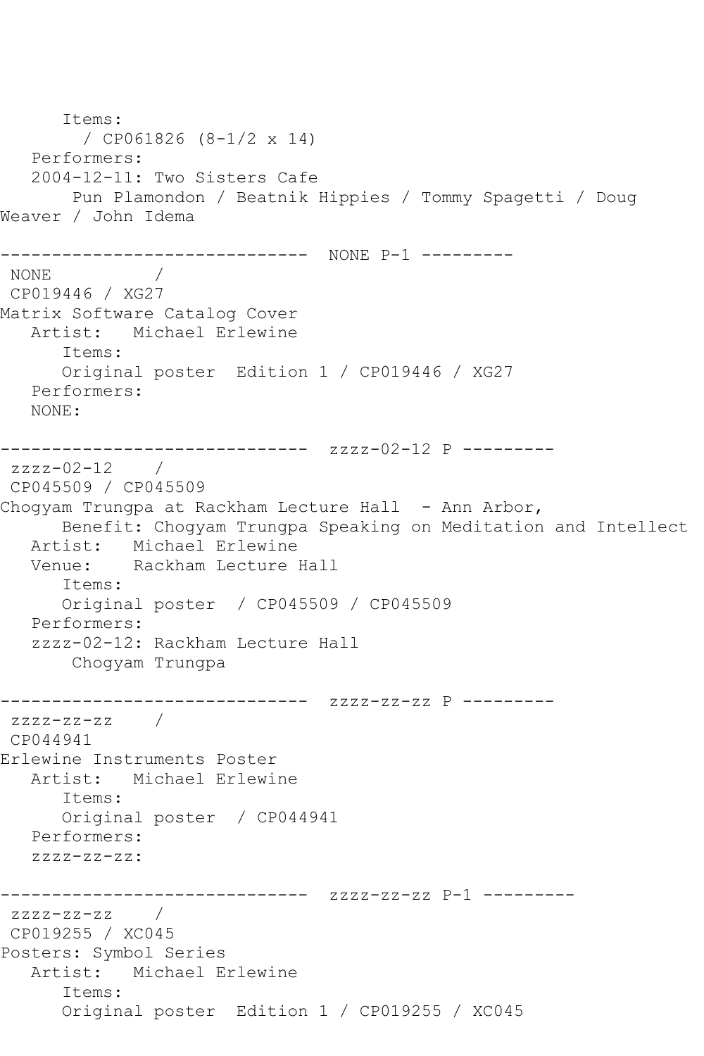```
      Items:
        / CP061826 (8-1/2 x 14)
   Performers:
   2004-12-11: Two Sisters Cafe
       Pun Plamondon / Beatnik Hippies / Tommy Spagetti / Doug
Weaver / John Idema

------------------------------  NONE P-1 ---------
 NONE          /
 CP019446 / XG27
Matrix Software Catalog Cover
   Artist:   Michael Erlewine
      Items:
      Original poster  Edition 1 / CP019446 / XG27
   Performers:
   NONE:

------------------------------  zzzz-02-12 P ---------
 zzzz-02-12    /
 CP045509 / CP045509
Chogyam Trungpa at Rackham Lecture Hall  - Ann Arbor,
      Benefit: Chogyam Trungpa Speaking on Meditation and Intellect
   Artist:   Michael Erlewine
   Venue:    Rackham Lecture Hall
      Items:
      Original poster  / CP045509 / CP045509
   Performers:
   zzzz-02-12: Rackham Lecture Hall
       Chogyam Trungpa

------------------------------  zzzz-zz-zz P ---------
 zzzz-zz-zz    /
 CP044941
Erlewine Instruments Poster
   Artist:   Michael Erlewine
      Items:
      Original poster  / CP044941
   Performers:
   zzzz-zz-zz:

------------------------------  zzzz-zz-zz P-1 ---------
 zzzz-zz-zz    /
 CP019255 / XC045
Posters: Symbol Series
   Artist:   Michael Erlewine
      Items:
      Original poster  Edition 1 / CP019255 / XC045
```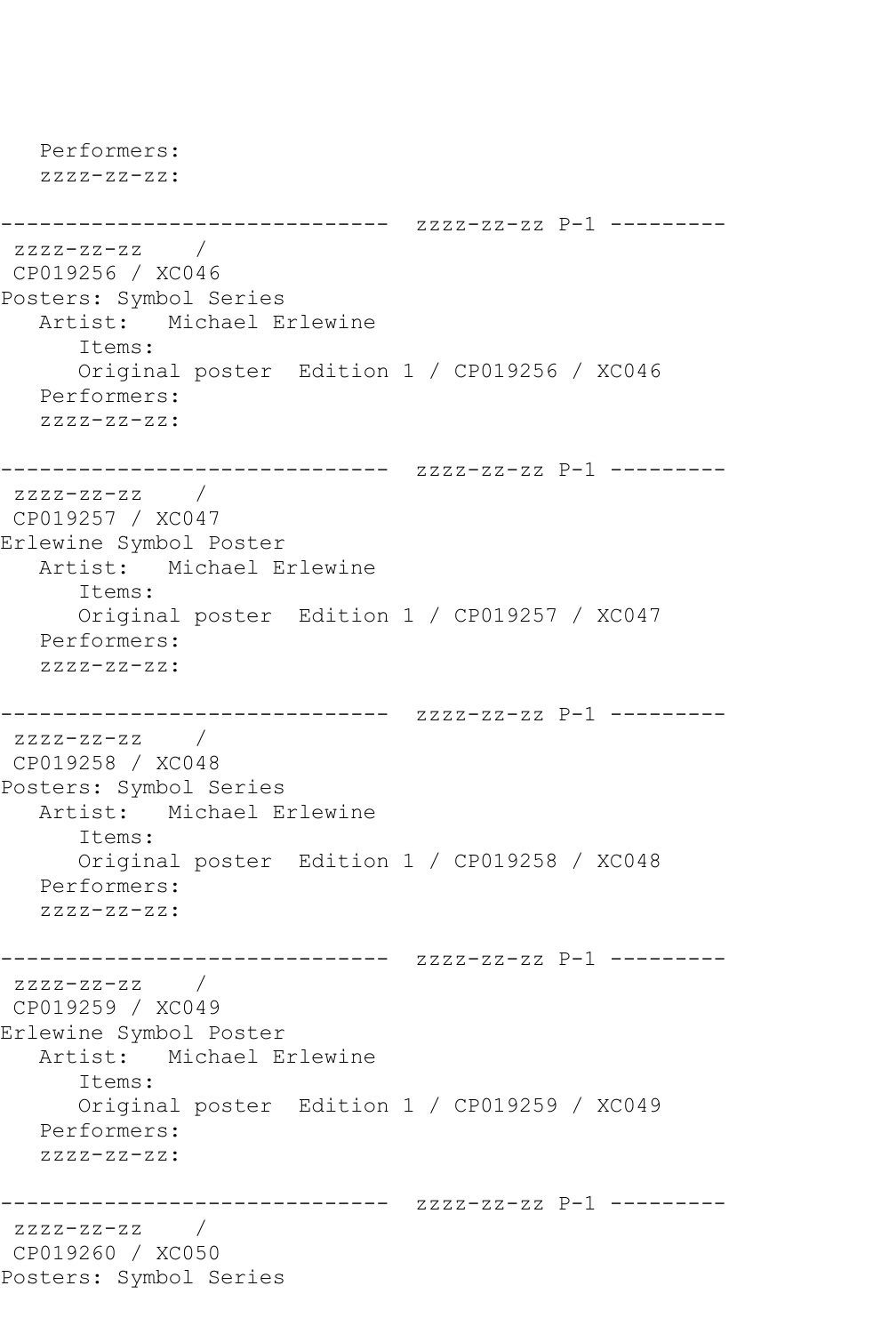Performers:
zzzz-zz-zz:

------------------------------ zzzz-zz-zz P-1 ---------
zzzz-zz-zz /
CP019256 / XC046
Posters: Symbol Series
Artist: Michael Erlewine
Items:
Original poster Edition 1 / CP019256 / XC046
Performers:
zzzz-zz-zz:

------------------------------ zzzz-zz-zz P-1 ---------
zzzz-zz-zz /
CP019257 / XC047
Erlewine Symbol Poster
Artist: Michael Erlewine
Items:
Original poster Edition 1 / CP019257 / XC047
Performers:
zzzz-zz-zz:

------------------------------ zzzz-zz-zz P-1 ---------
zzzz-zz-zz /
CP019258 / XC048
Posters: Symbol Series
Artist: Michael Erlewine
Items:
Original poster Edition 1 / CP019258 / XC048
Performers:
zzzz-zz-zz:

------------------------------ zzzz-zz-zz P-1 ---------
zzzz-zz-zz /
CP019259 / XC049
Erlewine Symbol Poster
Artist: Michael Erlewine
Items:
Original poster Edition 1 / CP019259 / XC049
Performers:
zzzz-zz-zz:

------------------------------ zzzz-zz-zz P-1 ---------
zzzz-zz-zz /
CP019260 / XC050
Posters: Symbol Series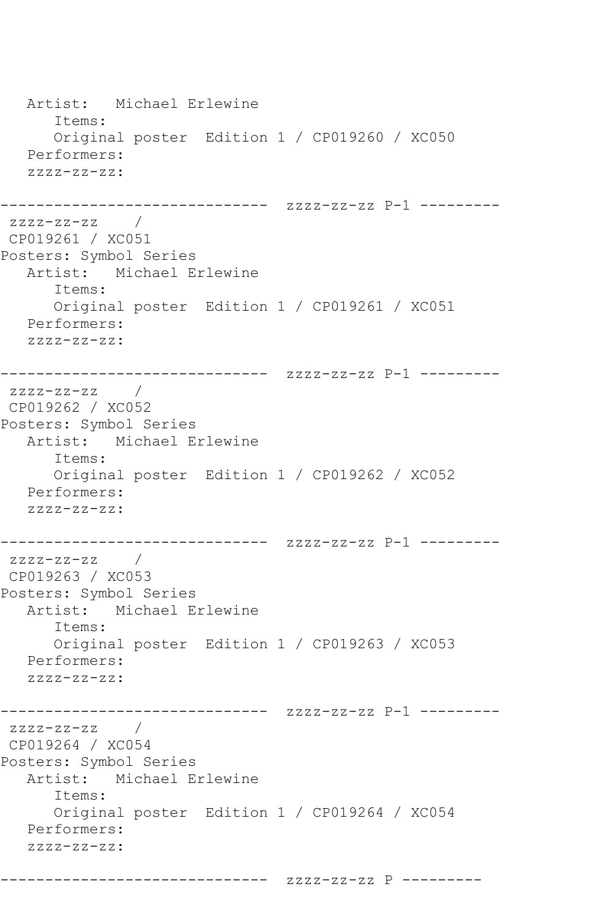Artist:   Michael Erlewine
      Items:
      Original poster  Edition 1 / CP019260 / XC050
   Performers:
   zzzz-zz-zz:

------------------------------  zzzz-zz-zz P-1 ---------
 zzzz-zz-zz    /
 CP019261 / XC051
Posters: Symbol Series
   Artist:   Michael Erlewine
      Items:
      Original poster  Edition 1 / CP019261 / XC051
   Performers:
   zzzz-zz-zz:

------------------------------  zzzz-zz-zz P-1 ---------
 zzzz-zz-zz    /
 CP019262 / XC052
Posters: Symbol Series
   Artist:   Michael Erlewine
      Items:
      Original poster  Edition 1 / CP019262 / XC052
   Performers:
   zzzz-zz-zz:

------------------------------  zzzz-zz-zz P-1 ---------
 zzzz-zz-zz    /
 CP019263 / XC053
Posters: Symbol Series
   Artist:   Michael Erlewine
      Items:
      Original poster  Edition 1 / CP019263 / XC053
   Performers:
   zzzz-zz-zz:

------------------------------  zzzz-zz-zz P-1 ---------
 zzzz-zz-zz    /
 CP019264 / XC054
Posters: Symbol Series
   Artist:   Michael Erlewine
      Items:
      Original poster  Edition 1 / CP019264 / XC054
   Performers:
   zzzz-zz-zz:

------------------------------  zzzz-zz-zz P ---------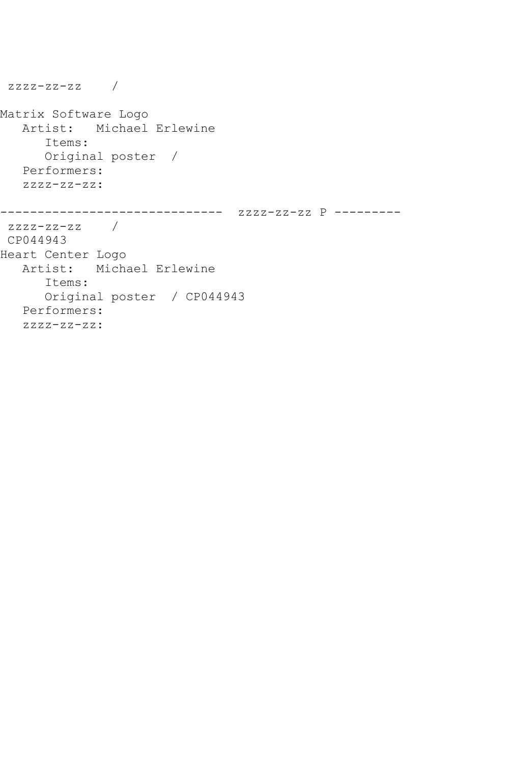zzzz-zz-zz /

Matrix Software Logo
   Artist: Michael Erlewine
      Items:
      Original poster /
   Performers:
   zzzz-zz-zz:

------------------------------ zzzz-zz-zz P ---------
zzzz-zz-zz /
CP044943
Heart Center Logo
   Artist: Michael Erlewine
      Items:
      Original poster / CP044943
   Performers:
   zzzz-zz-zz: